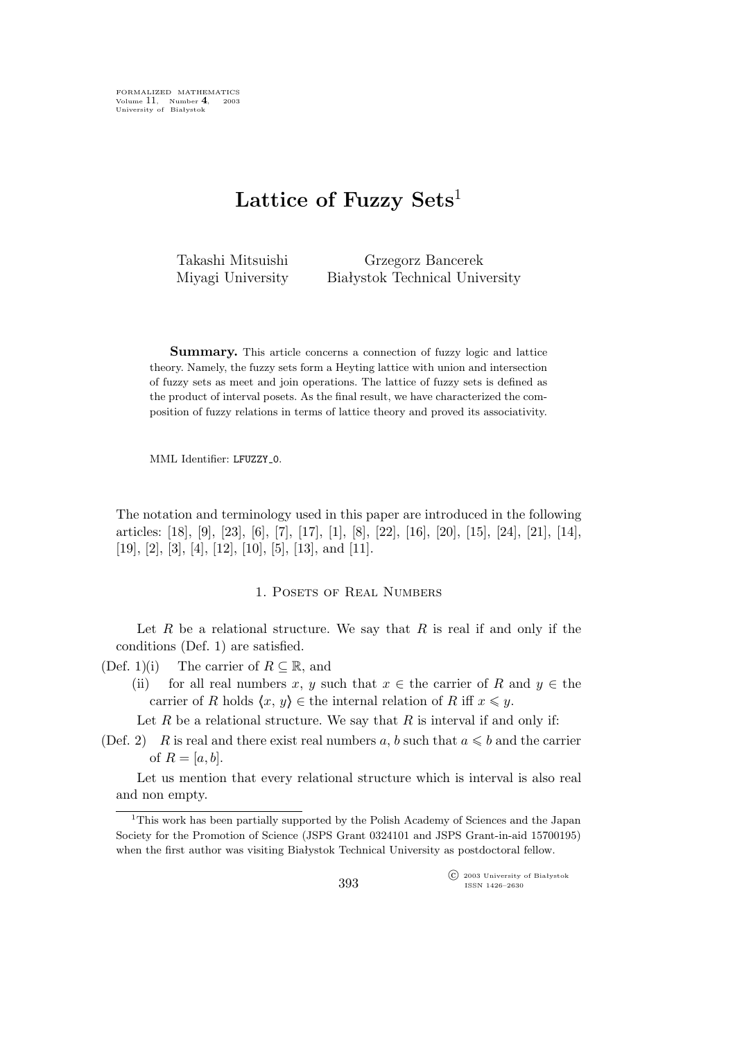# Lattice of Fuzzy Sets[1]

Takashi Mitsuishi
Miyagi University

Grzegorz Bancerek
Białystok Technical University

**Summary.** This article concerns a connection of fuzzy logic and lattice theory. Namely, the fuzzy sets form a Heyting lattice with union and intersection of fuzzy sets as meet and join operations. The lattice of fuzzy sets is defined as the product of interval posets. As the final result, we have characterized the composition of fuzzy relations in terms of lattice theory and proved its associativity.

MML Identifier: LFUZZY_0.

The notation and terminology used in this paper are introduced in the following articles: [18], [9], [23], [6], [7], [17], [1], [8], [22], [16], [20], [15], [24], [21], [14], [19], [2], [3], [4], [12], [10], [5], [13], and [11].

## 1. Posets of Real Numbers

Let $R$ be a relational structure. We say that $R$ is real if and only if the conditions (Def. 1) are satisfied.

(Def. 1)(i) The carrier of $R \subseteq \mathbb{R}$, and

(ii) for all real numbers $x$, $y$ such that $x \in$ the carrier of $R$ and $y \in$ the carrier of $R$ holds $\langle x, y \rangle \in$ the internal relation of $R$ iff $x \leqslant y$.

Let $R$ be a relational structure. We say that $R$ is interval if and only if:

(Def. 2) $R$ is real and there exist real numbers $a$, $b$ such that $a \leqslant b$ and the carrier of $R = [a, b]$.

Let us mention that every relational structure which is interval is also real and non empty.

[1] This work has been partially supported by the Polish Academy of Sciences and the Japan Society for the Promotion of Science (JSPS Grant 0324101 and JSPS Grant-in-aid 15700195) when the first author was visiting Białystok Technical University as postdoctoral fellow.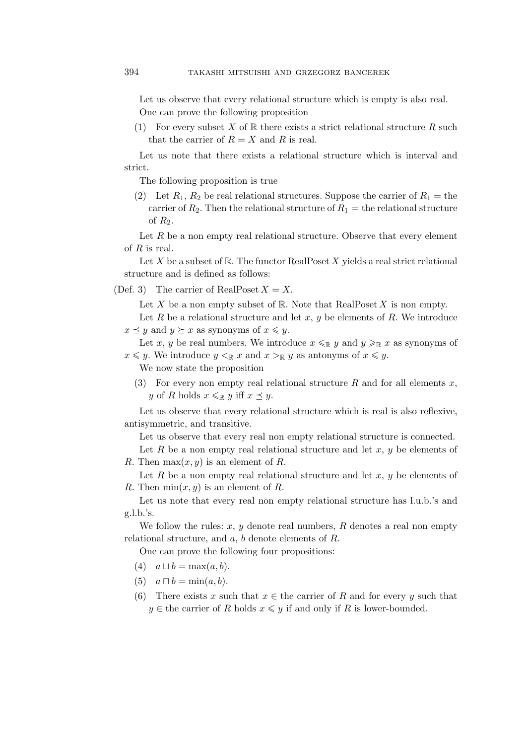Let us observe that every relational structure which is empty is also real.

One can prove the following proposition

(1) For every subset $X$ of $\mathbb{R}$ there exists a strict relational structure $R$ such that the carrier of $R = X$ and $R$ is real.

Let us note that there exists a relational structure which is interval and strict.

The following proposition is true

(2) Let $R_1$, $R_2$ be real relational structures. Suppose the carrier of $R_1 =$ the carrier of $R_2$. Then the relational structure of $R_1 =$ the relational structure of $R_2$.

Let $R$ be a non empty real relational structure. Observe that every element of $R$ is real.

Let $X$ be a subset of $\mathbb{R}$. The functor RealPoset $X$ yields a real strict relational structure and is defined as follows:

(Def. 3) The carrier of RealPoset $X = X$.

Let $X$ be a non empty subset of $\mathbb{R}$. Note that RealPoset $X$ is non empty.

Let $R$ be a relational structure and let $x$, $y$ be elements of $R$. We introduce $x \preceq y$ and $y \succeq x$ as synonyms of $x \leqslant y$.

Let $x$, $y$ be real numbers. We introduce $x \leqslant_{\mathbb{R}} y$ and $y \geqslant_{\mathbb{R}} x$ as synonyms of $x \leqslant y$. We introduce $y <_{\mathbb{R}} x$ and $x >_{\mathbb{R}} y$ as antonyms of $x \leqslant y$.

We now state the proposition

(3) For every non empty real relational structure $R$ and for all elements $x$, $y$ of $R$ holds $x \leqslant_{\mathbb{R}} y$ iff $x \preceq y$.

Let us observe that every relational structure which is real is also reflexive, antisymmetric, and transitive.

Let us observe that every real non empty relational structure is connected.

Let $R$ be a non empty real relational structure and let $x$, $y$ be elements of $R$. Then $\max(x, y)$ is an element of $R$.

Let $R$ be a non empty real relational structure and let $x$, $y$ be elements of $R$. Then $\min(x, y)$ is an element of $R$.

Let us note that every real non empty relational structure has l.u.b.'s and g.l.b.'s.

We follow the rules: $x$, $y$ denote real numbers, $R$ denotes a real non empty relational structure, and $a$, $b$ denote elements of $R$.

One can prove the following four propositions:

(4) $a \sqcup b = \max(a, b)$.

(5) $a \sqcap b = \min(a, b)$.

(6) There exists $x$ such that $x \in$ the carrier of $R$ and for every $y$ such that $y \in$ the carrier of $R$ holds $x \leqslant y$ if and only if $R$ is lower-bounded.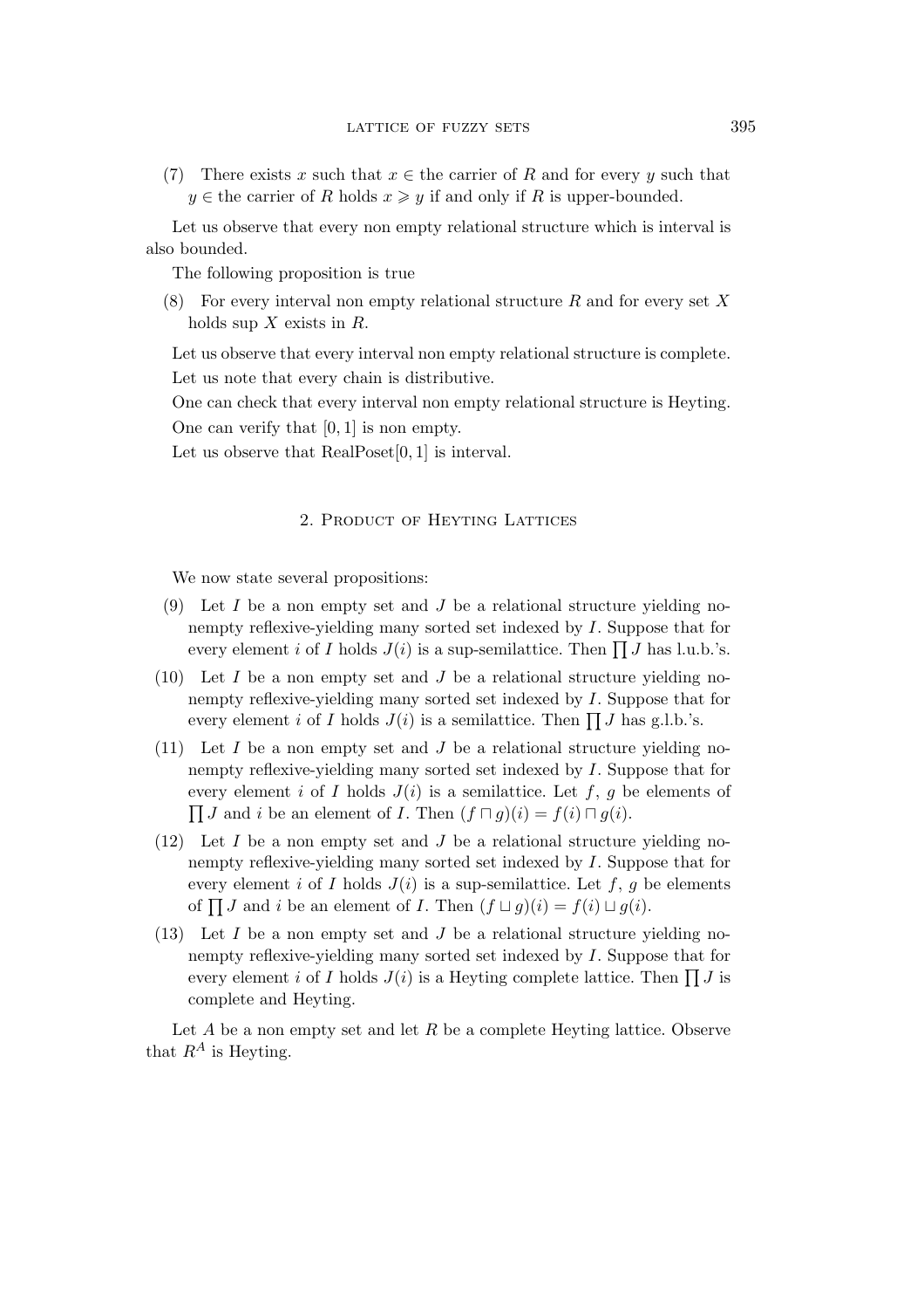(7) There exists $x$ such that $x \in$ the carrier of $R$ and for every $y$ such that $y \in$ the carrier of $R$ holds $x \geqslant y$ if and only if $R$ is upper-bounded.

Let us observe that every non empty relational structure which is interval is also bounded.

The following proposition is true

(8) For every interval non empty relational structure $R$ and for every set $X$ holds sup $X$ exists in $R$.

Let us observe that every interval non empty relational structure is complete.

Let us note that every chain is distributive.

One can check that every interval non empty relational structure is Heyting.

One can verify that $[0, 1]$ is non empty.

Let us observe that RealPoset$[0, 1]$ is interval.

## 2. Product of Heyting Lattices

We now state several propositions:

(9) Let $I$ be a non empty set and $J$ be a relational structure yielding nonempty reflexive-yielding many sorted set indexed by $I$. Suppose that for every element $i$ of $I$ holds $J(i)$ is a sup-semilattice. Then $\prod J$ has l.u.b.'s.

(10) Let $I$ be a non empty set and $J$ be a relational structure yielding nonempty reflexive-yielding many sorted set indexed by $I$. Suppose that for every element $i$ of $I$ holds $J(i)$ is a semilattice. Then $\prod J$ has g.l.b.'s.

(11) Let $I$ be a non empty set and $J$ be a relational structure yielding nonempty reflexive-yielding many sorted set indexed by $I$. Suppose that for every element $i$ of $I$ holds $J(i)$ is a semilattice. Let $f$, $g$ be elements of $\prod J$ and $i$ be an element of $I$. Then $(f \sqcap g)(i) = f(i) \sqcap g(i)$.

(12) Let $I$ be a non empty set and $J$ be a relational structure yielding nonempty reflexive-yielding many sorted set indexed by $I$. Suppose that for every element $i$ of $I$ holds $J(i)$ is a sup-semilattice. Let $f$, $g$ be elements of $\prod J$ and $i$ be an element of $I$. Then $(f \sqcup g)(i) = f(i) \sqcup g(i)$.

(13) Let $I$ be a non empty set and $J$ be a relational structure yielding nonempty reflexive-yielding many sorted set indexed by $I$. Suppose that for every element $i$ of $I$ holds $J(i)$ is a Heyting complete lattice. Then $\prod J$ is complete and Heyting.

Let $A$ be a non empty set and let $R$ be a complete Heyting lattice. Observe that $R^A$ is Heyting.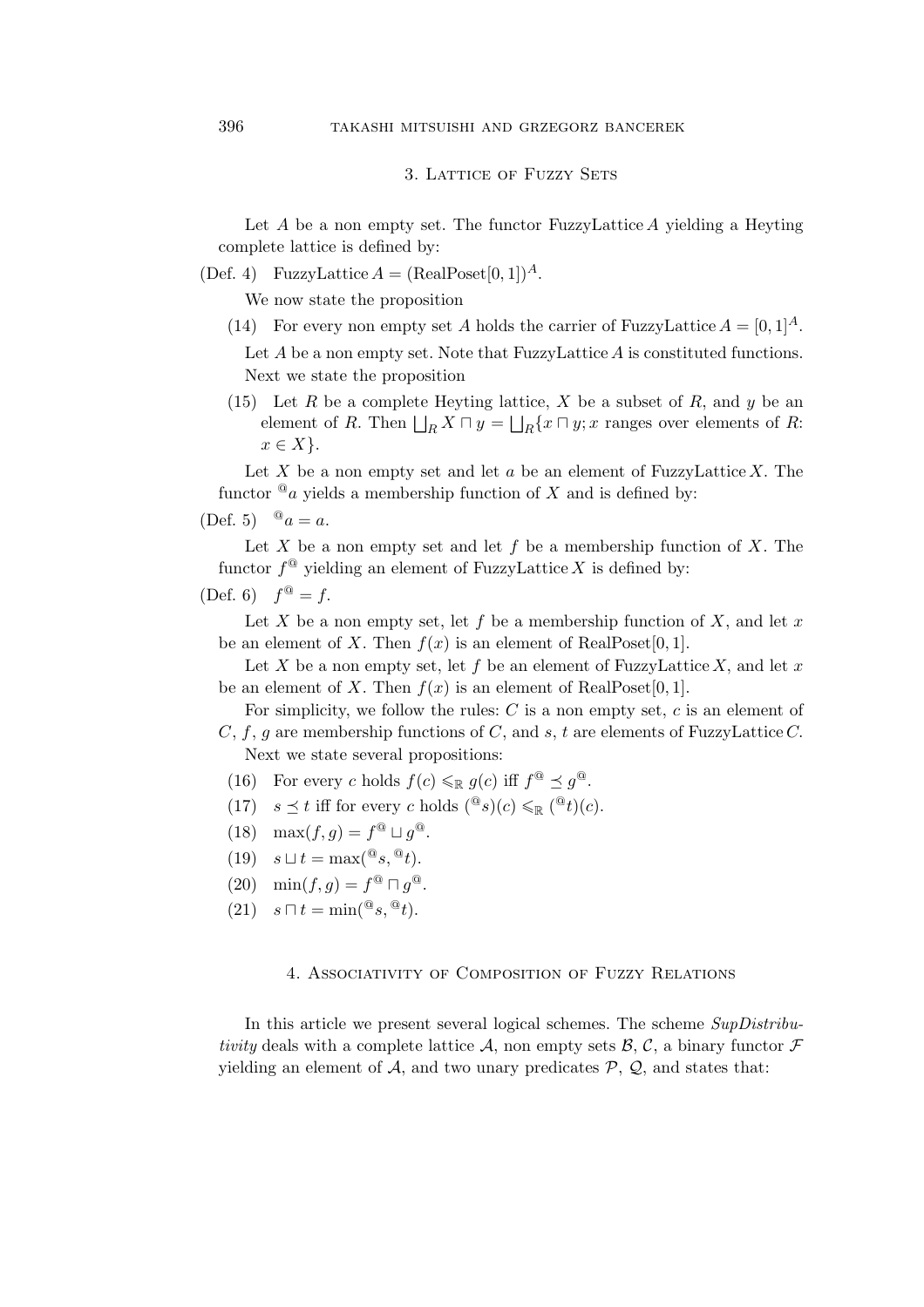## 3. Lattice of Fuzzy Sets

Let $A$ be a non empty set. The functor FuzzyLattice $A$ yielding a Heyting complete lattice is defined by:

(Def. 4) FuzzyLattice $A = (\text{RealPoset}[0,1])^A$.

We now state the proposition

(14) For every non empty set $A$ holds the carrier of FuzzyLattice $A = [0,1]^A$.

Let $A$ be a non empty set. Note that FuzzyLattice $A$ is constituted functions. Next we state the proposition

(15) Let $R$ be a complete Heyting lattice, $X$ be a subset of $R$, and $y$ be an element of $R$. Then $\bigsqcup_R X \sqcap y = \bigsqcup_R \{x \sqcap y; x$ ranges over elements of $R$: $x \in X\}$.

Let $X$ be a non empty set and let $a$ be an element of FuzzyLattice $X$. The functor ${}^{@}a$ yields a membership function of $X$ and is defined by:

(Def. 5) ${}^{@}a = a$.

Let $X$ be a non empty set and let $f$ be a membership function of $X$. The functor $f^{@}$ yielding an element of FuzzyLattice $X$ is defined by:

(Def. 6) $f^{@} = f$.

Let $X$ be a non empty set, let $f$ be a membership function of $X$, and let $x$ be an element of $X$. Then $f(x)$ is an element of RealPoset$[0,1]$.

Let $X$ be a non empty set, let $f$ be an element of FuzzyLattice $X$, and let $x$ be an element of $X$. Then $f(x)$ is an element of RealPoset$[0,1]$.

For simplicity, we follow the rules: $C$ is a non empty set, $c$ is an element of $C$, $f$, $g$ are membership functions of $C$, and $s$, $t$ are elements of FuzzyLattice $C$.

Next we state several propositions:

(16) For every $c$ holds $f(c) \leqslant_{\mathbb{R}} g(c)$ iff $f^{@} \preceq g^{@}$.

(17) $s \preceq t$ iff for every $c$ holds $({}^{@}s)(c) \leqslant_{\mathbb{R}} ({}^{@}t)(c)$.

(18) $\max(f, g) = f^{@} \sqcup g^{@}$.

(19) $s \sqcup t = \max({}^{@}s, {}^{@}t)$.

(20) $\min(f, g) = f^{@} \sqcap g^{@}$.

(21) $s \sqcap t = \min({}^{@}s, {}^{@}t)$.

## 4. Associativity of Composition of Fuzzy Relations

In this article we present several logical schemes. The scheme *SupDistributivity* deals with a complete lattice $\mathcal{A}$, non empty sets $\mathcal{B}$, $\mathcal{C}$, a binary functor $\mathcal{F}$ yielding an element of $\mathcal{A}$, and two unary predicates $\mathcal{P}$, $\mathcal{Q}$, and states that: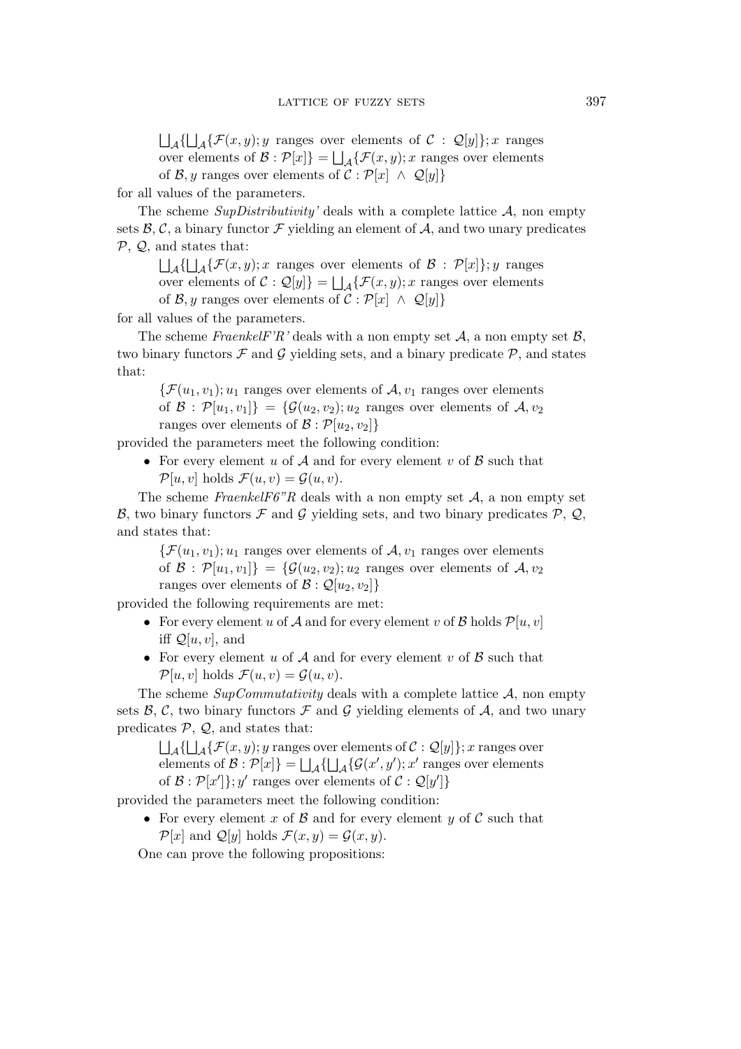$\bigsqcup_{\mathcal{A}}\{\bigsqcup_{\mathcal{A}}\{\mathcal{F}(x,y); y$ ranges over elements of $\mathcal{C} : \mathcal{Q}[y]\}; x$ ranges over elements of $\mathcal{B} : \mathcal{P}[x]\} = \bigsqcup_{\mathcal{A}}\{\mathcal{F}(x,y); x$ ranges over elements of $\mathcal{B}, y$ ranges over elements of $\mathcal{C} : \mathcal{P}[x] \ \wedge \ \mathcal{Q}[y]\}$

for all values of the parameters.

The scheme *SupDistributivity'* deals with a complete lattice $\mathcal{A}$, non empty sets $\mathcal{B}, \mathcal{C}$, a binary functor $\mathcal{F}$ yielding an element of $\mathcal{A}$, and two unary predicates $\mathcal{P}$, $\mathcal{Q}$, and states that:

$\bigsqcup_{\mathcal{A}}\{\bigsqcup_{\mathcal{A}}\{\mathcal{F}(x,y); x$ ranges over elements of $\mathcal{B} : \mathcal{P}[x]\}; y$ ranges over elements of $\mathcal{C} : \mathcal{Q}[y]\} = \bigsqcup_{\mathcal{A}}\{\mathcal{F}(x,y); x$ ranges over elements of $\mathcal{B}, y$ ranges over elements of $\mathcal{C} : \mathcal{P}[x] \ \wedge \ \mathcal{Q}[y]\}$

for all values of the parameters.

The scheme *FraenkelF'R'* deals with a non empty set $\mathcal{A}$, a non empty set $\mathcal{B}$, two binary functors $\mathcal{F}$ and $\mathcal{G}$ yielding sets, and a binary predicate $\mathcal{P}$, and states that:

$\{\mathcal{F}(u_1, v_1); u_1$ ranges over elements of $\mathcal{A}, v_1$ ranges over elements of $\mathcal{B} : \mathcal{P}[u_1, v_1]\} = \{\mathcal{G}(u_2, v_2); u_2$ ranges over elements of $\mathcal{A}, v_2$ ranges over elements of $\mathcal{B} : \mathcal{P}[u_2, v_2]\}$

provided the parameters meet the following condition:

- For every element $u$ of $\mathcal{A}$ and for every element $v$ of $\mathcal{B}$ such that $\mathcal{P}[u, v]$ holds $\mathcal{F}(u, v) = \mathcal{G}(u, v)$.

The scheme *FraenkelF6"R* deals with a non empty set $\mathcal{A}$, a non empty set $\mathcal{B}$, two binary functors $\mathcal{F}$ and $\mathcal{G}$ yielding sets, and two binary predicates $\mathcal{P}$, $\mathcal{Q}$, and states that:

$\{\mathcal{F}(u_1, v_1); u_1$ ranges over elements of $\mathcal{A}, v_1$ ranges over elements of $\mathcal{B} : \mathcal{P}[u_1, v_1]\} = \{\mathcal{G}(u_2, v_2); u_2$ ranges over elements of $\mathcal{A}, v_2$ ranges over elements of $\mathcal{B} : \mathcal{Q}[u_2, v_2]\}$

provided the following requirements are met:

- For every element $u$ of $\mathcal{A}$ and for every element $v$ of $\mathcal{B}$ holds $\mathcal{P}[u, v]$ iff $\mathcal{Q}[u, v]$, and
- For every element $u$ of $\mathcal{A}$ and for every element $v$ of $\mathcal{B}$ such that $\mathcal{P}[u, v]$ holds $\mathcal{F}(u, v) = \mathcal{G}(u, v)$.

The scheme *SupCommutativity* deals with a complete lattice $\mathcal{A}$, non empty sets $\mathcal{B}, \mathcal{C}$, two binary functors $\mathcal{F}$ and $\mathcal{G}$ yielding elements of $\mathcal{A}$, and two unary predicates $\mathcal{P}$, $\mathcal{Q}$, and states that:

$\bigsqcup_{\mathcal{A}}\{\bigsqcup_{\mathcal{A}}\{\mathcal{F}(x,y); y$ ranges over elements of $\mathcal{C} : \mathcal{Q}[y]\}; x$ ranges over elements of $\mathcal{B} : \mathcal{P}[x]\} = \bigsqcup_{\mathcal{A}}\{\bigsqcup_{\mathcal{A}}\{\mathcal{G}(x', y'); x'$ ranges over elements of $\mathcal{B} : \mathcal{P}[x']\}; y'$ ranges over elements of $\mathcal{C} : \mathcal{Q}[y']\}$

provided the parameters meet the following condition:

- For every element $x$ of $\mathcal{B}$ and for every element $y$ of $\mathcal{C}$ such that $\mathcal{P}[x]$ and $\mathcal{Q}[y]$ holds $\mathcal{F}(x, y) = \mathcal{G}(x, y)$.

One can prove the following propositions: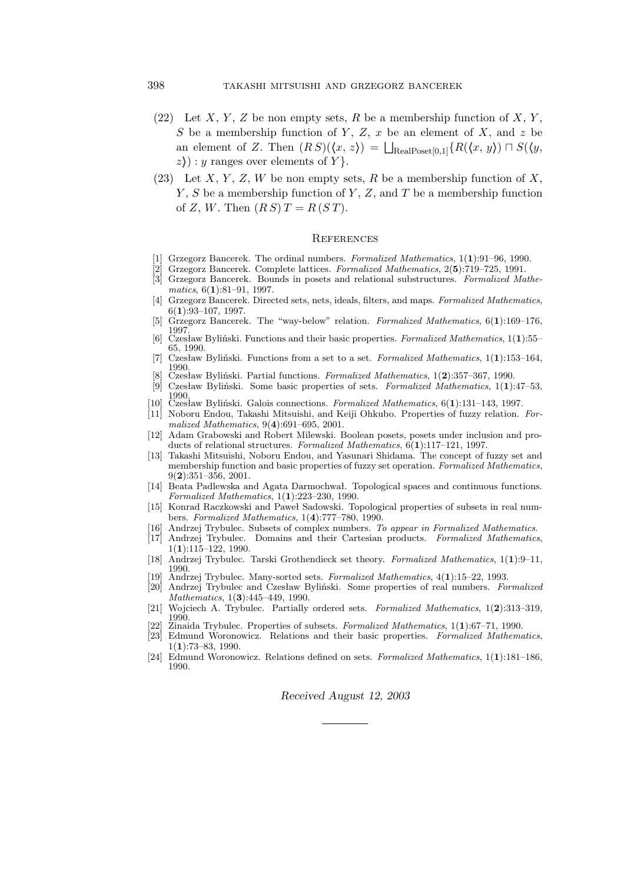(22) Let $X$, $Y$, $Z$ be non empty sets, $R$ be a membership function of $X$, $Y$, $S$ be a membership function of $Y$, $Z$, $x$ be an element of $X$, and $z$ be an element of $Z$. Then $(R\,S)(\langle x, z\rangle) = \bigsqcup_{\mathrm{RealPoset}[0,1]}\{R(\langle x, y\rangle) \sqcap S(\langle y, z\rangle) : y \text{ ranges over elements of } Y\}$.

(23) Let $X$, $Y$, $Z$, $W$ be non empty sets, $R$ be a membership function of $X$, $Y$, $S$ be a membership function of $Y$, $Z$, and $T$ be a membership function of $Z$, $W$. Then $(R\,S)\,T = R\,(S\,T)$.

## References

[1] Grzegorz Bancerek. The ordinal numbers. *Formalized Mathematics*, 1(**1**):91–96, 1990.

[2] Grzegorz Bancerek. Complete lattices. *Formalized Mathematics*, 2(**5**):719–725, 1991.

[3] Grzegorz Bancerek. Bounds in posets and relational substructures. *Formalized Mathematics*, 6(**1**):81–91, 1997.

[4] Grzegorz Bancerek. Directed sets, nets, ideals, filters, and maps. *Formalized Mathematics*, 6(**1**):93–107, 1997.

[5] Grzegorz Bancerek. The "way-below" relation. *Formalized Mathematics*, 6(**1**):169–176, 1997.

[6] Czesław Byliński. Functions and their basic properties. *Formalized Mathematics*, 1(**1**):55–65, 1990.

[7] Czesław Byliński. Functions from a set to a set. *Formalized Mathematics*, 1(**1**):153–164, 1990.

[8] Czesław Byliński. Partial functions. *Formalized Mathematics*, 1(**2**):357–367, 1990.

[9] Czesław Byliński. Some basic properties of sets. *Formalized Mathematics*, 1(**1**):47–53, 1990.

[10] Czesław Byliński. Galois connections. *Formalized Mathematics*, 6(**1**):131–143, 1997.

[11] Noboru Endou, Takashi Mitsuishi, and Keiji Ohkubo. Properties of fuzzy relation. *Formalized Mathematics*, 9(**4**):691–695, 2001.

[12] Adam Grabowski and Robert Milewski. Boolean posets, posets under inclusion and products of relational structures. *Formalized Mathematics*, 6(**1**):117–121, 1997.

[13] Takashi Mitsuishi, Noboru Endou, and Yasunari Shidama. The concept of fuzzy set and membership function and basic properties of fuzzy set operation. *Formalized Mathematics*, 9(**2**):351–356, 2001.

[14] Beata Padlewska and Agata Darmochwał. Topological spaces and continuous functions. *Formalized Mathematics*, 1(**1**):223–230, 1990.

[15] Konrad Raczkowski and Paweł Sadowski. Topological properties of subsets in real numbers. *Formalized Mathematics*, 1(**4**):777–780, 1990.

[16] Andrzej Trybulec. Subsets of complex numbers. *To appear in Formalized Mathematics*.

[17] Andrzej Trybulec. Domains and their Cartesian products. *Formalized Mathematics*, 1(**1**):115–122, 1990.

[18] Andrzej Trybulec. Tarski Grothendieck set theory. *Formalized Mathematics*, 1(**1**):9–11, 1990.

[19] Andrzej Trybulec. Many-sorted sets. *Formalized Mathematics*, 4(**1**):15–22, 1993.

[20] Andrzej Trybulec and Czesław Byliński. Some properties of real numbers. *Formalized Mathematics*, 1(**3**):445–449, 1990.

[21] Wojciech A. Trybulec. Partially ordered sets. *Formalized Mathematics*, 1(**2**):313–319, 1990.

[22] Zinaida Trybulec. Properties of subsets. *Formalized Mathematics*, 1(**1**):67–71, 1990.

[23] Edmund Woronowicz. Relations and their basic properties. *Formalized Mathematics*, 1(**1**):73–83, 1990.

[24] Edmund Woronowicz. Relations defined on sets. *Formalized Mathematics*, 1(**1**):181–186, 1990.

*Received August 12, 2003*